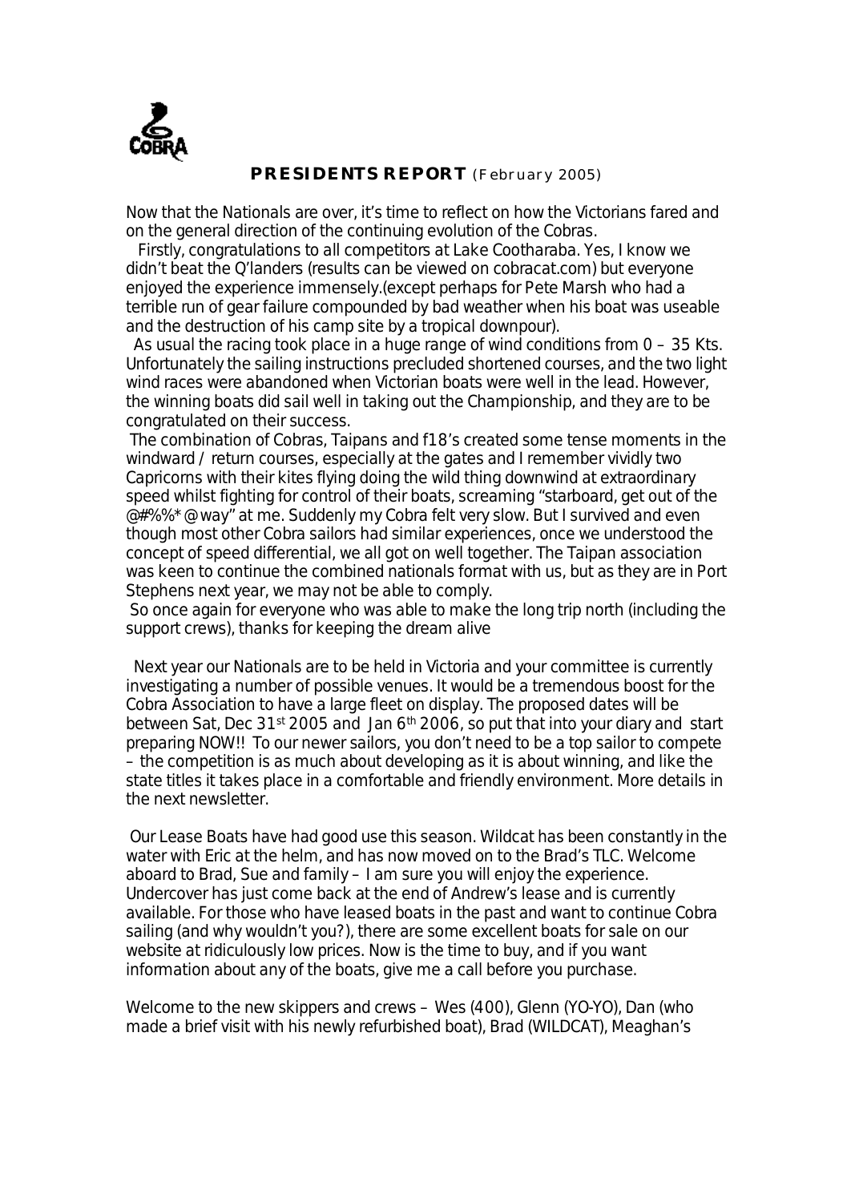COBRA

# PRESIDENTS REPORT (February 2005)

Now that the Nationals are over, it's time to reflect on how the Victorians fared and on the general direction of the continuing evolution of the Cobras.

Firstly, congratulations to all competitors at Lake Cootharaba. Yes, I know we didn't beat the Q'landers (results can be viewed on cobracat.com) but everyone enjoyed the experience immensely.(except perhaps for Pete Marsh who had a terrible run of gear failure compounded by bad weather when his boat was useable and the destruction of his camp site by a tropical downpour).

As usual the racing took place in a huge range of wind conditions from 0 – 35 Kts. Unfortunately the sailing instructions precluded shortened courses, and the two light wind races were abandoned when Victorian boats were well in the lead. However, the winning boats did sail well in taking out the Championship, and they are to be congratulated on their success.

The combination of Cobras, Taipans and f18's created some tense moments in the windward / return courses, especially at the gates and I remember vividly two Capricorns with their kites flying doing the wild thing downwind at extraordinary speed whilst fighting for control of their boats, screaming "starboard, get out of the @#%%*@way" at me. Suddenly my Cobra felt very slow. But I survived and even though most other Cobra sailors had similar experiences, once we understood the concept of speed differential, we all got on well together. The Taipan association was keen to continue the combined nationals format with us, but as they are in Port Stephens next year, we may not be able to comply.

So once again for everyone who was able to make the long trip north (including the support crews), thanks for keeping the dream alive

Next year our Nationals are to be held in Victoria and your committee is currently investigating a number of possible venues. It would be a tremendous boost for the Cobra Association to have a large fleet on display. The proposed dates will be between Sat, Dec 31st 2005 and Jan 6th 2006, so put that into your diary and start preparing NOW!! To our newer sailors, you don't need to be a top sailor to compete – the competition is as much about developing as it is about winning, and like the state titles it takes place in a comfortable and friendly environment. More details in the next newsletter.

Our Lease Boats have had good use this season. Wildcat has been constantly in the water with Eric at the helm, and has now moved on to the Brad's TLC. Welcome aboard to Brad, Sue and family – I am sure you will enjoy the experience. Undercover has just come back at the end of Andrew's lease and is currently available. For those who have leased boats in the past and want to continue Cobra sailing (and why wouldn't you?), there are some excellent boats for sale on our website at ridiculously low prices. Now is the time to buy, and if you want information about any of the boats, give me a call before you purchase.

Welcome to the new skippers and crews – Wes (400), Glenn (YO-YO), Dan (who made a brief visit with his newly refurbished boat), Brad (WILDCAT), Meaghan's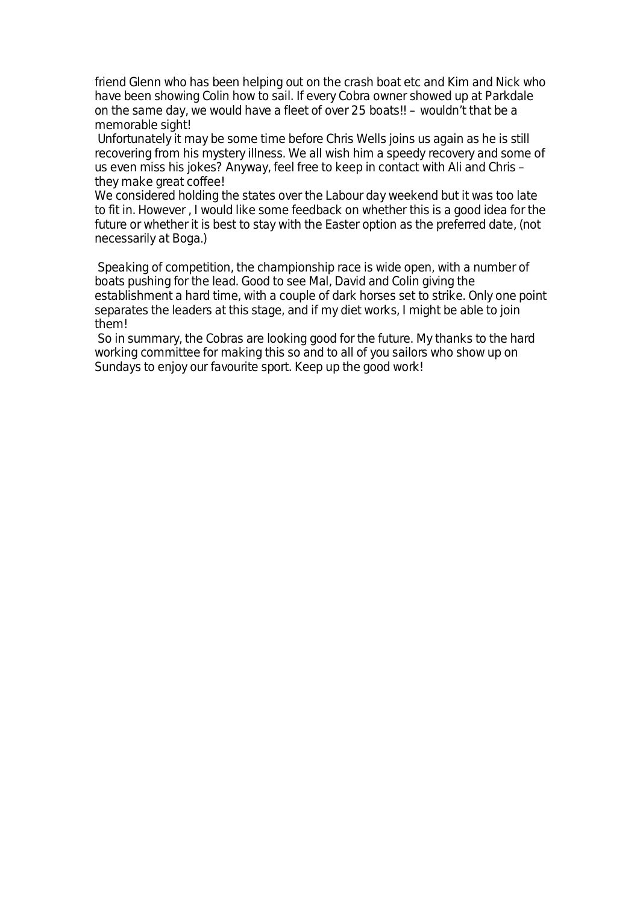friend Glenn who has been helping out on the crash boat etc and Kim and Nick who have been showing Colin how to sail. If every Cobra owner showed up at Parkdale on the same day, we would have a fleet of over 25 boats!! – wouldn't that be a memorable sight!

Unfortunately it may be some time before Chris Wells joins us again as he is still recovering from his mystery illness. We all wish him a speedy recovery and some of us even miss his jokes? Anyway, feel free to keep in contact with Ali and Chris – they make great coffee!

We considered holding the states over the Labour day weekend but it was too late to fit in. However , I would like some feedback on whether this is a good idea for the future or whether it is best to stay with the Easter option as the preferred date, (not necessarily at Boga.)

Speaking of competition, the championship race is wide open, with a number of boats pushing for the lead. Good to see Mal, David and Colin giving the establishment a hard time, with a couple of dark horses set to strike. Only one point separates the leaders at this stage, and if my diet works, I might be able to join them!

So in summary, the Cobras are looking good for the future. My thanks to the hard working committee for making this so and to all of you sailors who show up on Sundays to enjoy our favourite sport. Keep up the good work!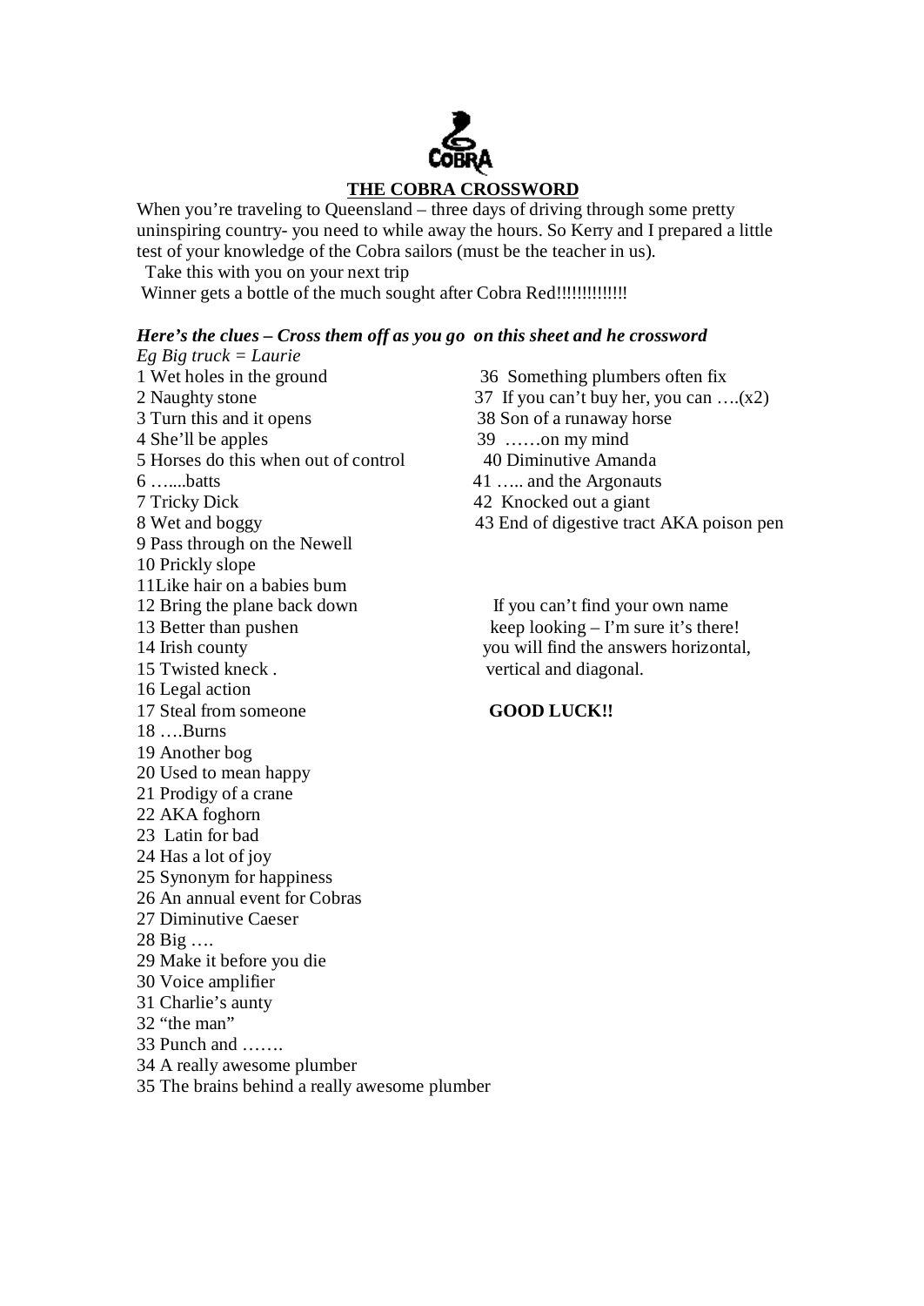## THE COBRA CROSSWORD

When you're traveling to Queensland – three days of driving through some pretty uninspiring country- you need to while away the hours. So Kerry and I prepared a little test of your knowledge of the Cobra sailors (must be the teacher in us).

Take this with you on your next trip

Winner gets a bottle of the much sought after Cobra Red!!!!!!!!!!!!!

***Here's the clues – Cross them off as you go on this sheet and he crossword***

*Eg Big truck = Laurie*

1 Wet holes in the ground
2 Naughty stone
3 Turn this and it opens
4 She'll be apples
5 Horses do this when out of control
6 …....batts
7 Tricky Dick
8 Wet and boggy
9 Pass through on the Newell
10 Prickly slope
11Like hair on a babies bum
12 Bring the plane back down
13 Better than pushen
14 Irish county
15 Twisted kneck .
16 Legal action
17 Steal from someone
18 ….Burns
19 Another bog
20 Used to mean happy
21 Prodigy of a crane
22 AKA foghorn
23 Latin for bad
24 Has a lot of joy
25 Synonym for happiness
26 An annual event for Cobras
27 Diminutive Caeser
28 Big ….
29 Make it before you die
30 Voice amplifier
31 Charlie's aunty
32 "the man"
33 Punch and …….
34 A really awesome plumber
35 The brains behind a really awesome plumber
36 Something plumbers often fix
37 If you can't buy her, you can ….(x2)
38 Son of a runaway horse
39 ……on my mind
40 Diminutive Amanda
41 ….. and the Argonauts
42 Knocked out a giant
43 End of digestive tract AKA poison pen

If you can't find your own name keep looking – I'm sure it's there! you will find the answers horizontal, vertical and diagonal.

**GOOD LUCK!!**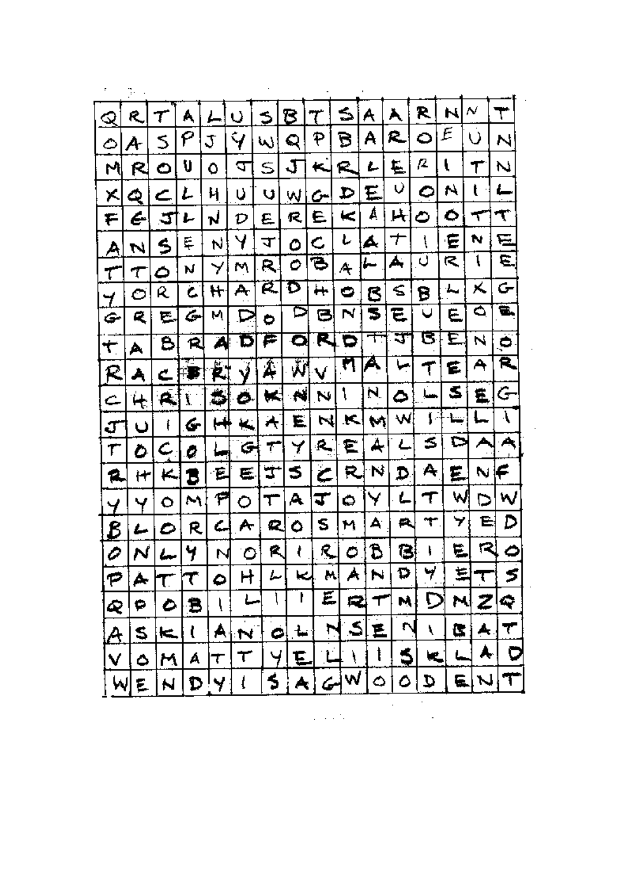| Q | R | T | A | L | U | S | B | T | S | A | A | R | N | N | T |
|---|---|---|---|---|---|---|---|---|---|---|---|---|---|---|---|
| O | A | S | P | J | Y | W | Q | P | B | A | R | O | E | U | N |
| M | R | O | U | O | J | S | J | K | R | L | E | R | I | T | N |
| X | Q | C | L | H | U | U | W | G | D | E | U | O | N | I | L |
| F | G | J | L | N | D | E | R | E | K | A | H | O | O | T | T |
| A | N | S | E | N | Y | J | O | C | L | A | T | I | E | N | E |
| T | T | O | N | Y | M | R | O | B | A | L | A | U | R | I | E |
| Y | O | R | C | H | A | R | D | H | O | B | S | B | L | X | G |
| G | R | E | G | M | D | O | D | B | N | S | E | U | E | O | E |
| T | A | B | R | A | D | F | O | R | D | T | J | B | E | N | O |
| R | A | C | B | R | Y | A | W | V | M | A | L | T | E | A | R |
| C | H | R | I | S | O | K | N | N | I | N | O | L | S | E | G |
| J | U | I | G | H | K | A | E | N | K | M | W | I | L | L | I |
| T | O | C | O | L | G | T | Y | R | E | A | L | S | D | A | A |
| R | H | K | B | E | E | J | S | C | R | N | D | A | E | N | F |
| Y | Y | O | M | P | O | T | A | J | O | Y | L | T | W | D | W |
| B | L | O | R | C | A | R | O | S | M | A | R | T | Y | E | D |
| O | N | L | Y | N | O | R | I | R | O | B | B | I | E | R | O |
| P | A | T | T | O | H | L | K | M | A | N | D | Y | E | T | S |
| Q | P | O | B | I | L | I | I | E | R | T | M | D | M | Z | Q |
| A | S | K | I | A | N | O | L | N | S | E | N | I | B | A | T |
| V | O | M | A | T | T | Y | E | L | I | I | S | K | L | A | D |
| W | E | N | D | Y | I | S | A | G | W | O | O | D | E | N | T |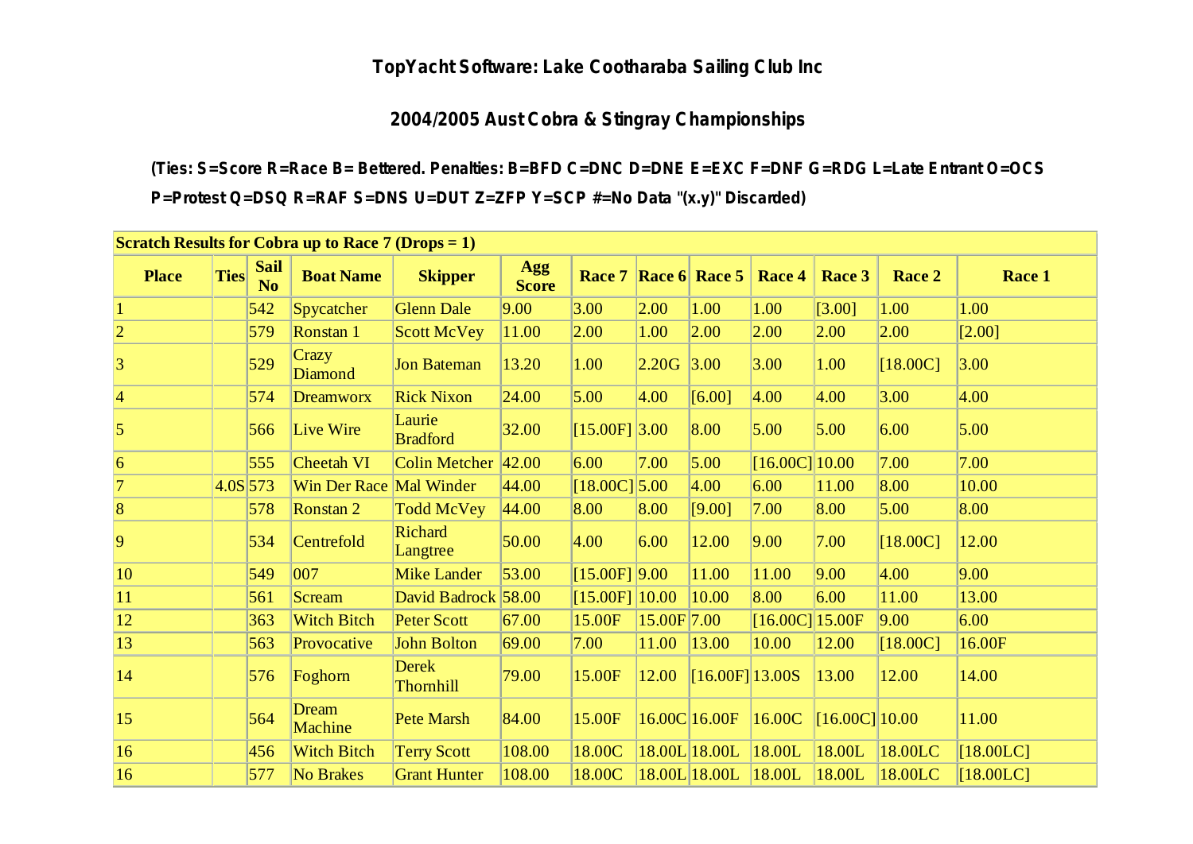## TopYacht Software: Lake Cootharaba Sailing Club Inc

## 2004/2005 Aust Cobra & Stingray Championships

**(Ties: S=Score R=Race B= Bettered. Penalties: B=BFD C=DNC D=DNE E=EXC F=DNF G=RDG L=Late Entrant O=OCS P=Protest Q=DSQ R=RAF S=DNS U=DUT Z=ZFP Y=SCP #=No Data "(x.y)" Discarded)**

| Scratch Results for Cobra up to Race 7 (Drops = 1) | | | | | | | | | | | | |
|---|---|---|---|---|---|---|---|---|---|---|---|---|
| **Place** | **Ties** | **Sail No** | **Boat Name** | **Skipper** | **Agg Score** | **Race 7** | **Race 6** | **Race 5** | **Race 4** | **Race 3** | **Race 2** | **Race 1** |
| 1 | | 542 | Spycatcher | Glenn Dale | 9.00 | 3.00 | 2.00 | 1.00 | 1.00 | [3.00] | 1.00 | 1.00 |
| 2 | | 579 | Ronstan 1 | Scott McVey | 11.00 | 2.00 | 1.00 | 2.00 | 2.00 | 2.00 | 2.00 | [2.00] |
| 3 | | 529 | Crazy Diamond | Jon Bateman | 13.20 | 1.00 | 2.20G | 3.00 | 3.00 | 1.00 | [18.00C] | 3.00 |
| 4 | | 574 | Dreamworx | Rick Nixon | 24.00 | 5.00 | 4.00 | [6.00] | 4.00 | 4.00 | 3.00 | 4.00 |
| 5 | | 566 | Live Wire | Laurie Bradford | 32.00 | [15.00F] | 3.00 | 8.00 | 5.00 | 5.00 | 6.00 | 5.00 |
| 6 | | 555 | Cheetah VI | Colin Metcher | 42.00 | 6.00 | 7.00 | 5.00 | [16.00C] | 10.00 | 7.00 | 7.00 |
| 7 | 4.0S | 573 | Win Der Race | Mal Winder | 44.00 | [18.00C] | 5.00 | 4.00 | 6.00 | 11.00 | 8.00 | 10.00 |
| 8 | | 578 | Ronstan 2 | Todd McVey | 44.00 | 8.00 | 8.00 | [9.00] | 7.00 | 8.00 | 5.00 | 8.00 |
| 9 | | 534 | Centrefold | Richard Langtree | 50.00 | 4.00 | 6.00 | 12.00 | 9.00 | 7.00 | [18.00C] | 12.00 |
| 10 | | 549 | 007 | Mike Lander | 53.00 | [15.00F] | 9.00 | 11.00 | 11.00 | 9.00 | 4.00 | 9.00 |
| 11 | | 561 | Scream | David Badrock | 58.00 | [15.00F] | 10.00 | 10.00 | 8.00 | 6.00 | 11.00 | 13.00 |
| 12 | | 363 | Witch Bitch | Peter Scott | 67.00 | 15.00F | 15.00F | 7.00 | [16.00C] | 15.00F | 9.00 | 6.00 |
| 13 | | 563 | Provocative | John Bolton | 69.00 | 7.00 | 11.00 | 13.00 | 10.00 | 12.00 | [18.00C] | 16.00F |
| 14 | | 576 | Foghorn | Derek Thornhill | 79.00 | 15.00F | 12.00 | [16.00F] | 13.00S | 13.00 | 12.00 | 14.00 |
| 15 | | 564 | Dream Machine | Pete Marsh | 84.00 | 15.00F | 16.00C | 16.00F | 16.00C | [16.00C] | 10.00 | 11.00 |
| 16 | | 456 | Witch Bitch | Terry Scott | 108.00 | 18.00C | 18.00L | 18.00L | 18.00L | 18.00L | 18.00LC | [18.00LC] |
| 16 | | 577 | No Brakes | Grant Hunter | 108.00 | 18.00C | 18.00L | 18.00L | 18.00L | 18.00L | 18.00LC | [18.00LC] |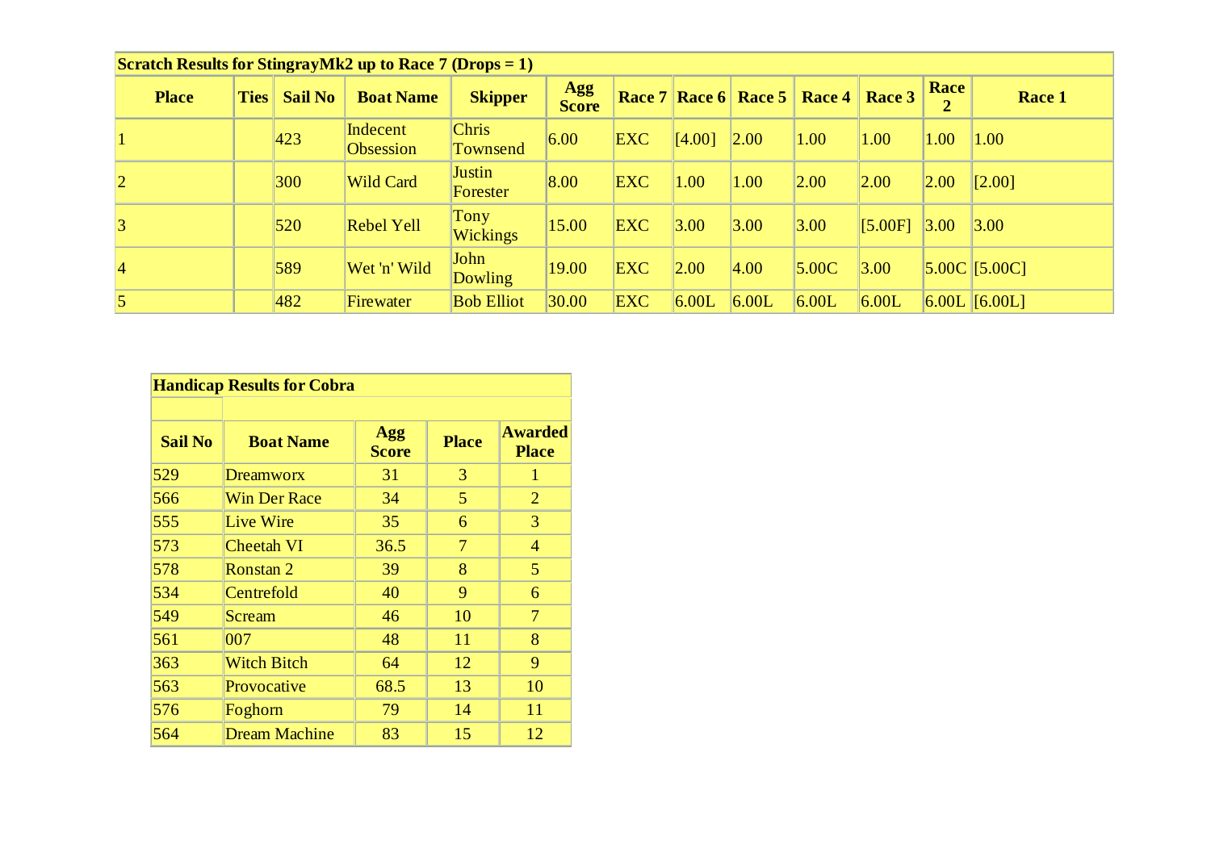| Scratch Results for StingrayMk2 up to Race 7 (Drops = 1) | | | | | | | | | | | | |
|---|---|---|---|---|---|---|---|---|---|---|---|---|
| **Place** | **Ties** | **Sail No** | **Boat Name** | **Skipper** | **Agg Score** | **Race 7** | **Race 6** | **Race 5** | **Race 4** | **Race 3** | **Race 2** | **Race 1** |
| 1 | | 423 | Indecent Obsession | Chris Townsend | 6.00 | EXC | [4.00] | 2.00 | 1.00 | 1.00 | 1.00 | 1.00 |
| 2 | | 300 | Wild Card | Justin Forester | 8.00 | EXC | 1.00 | 1.00 | 2.00 | 2.00 | 2.00 | [2.00] |
| 3 | | 520 | Rebel Yell | Tony Wickings | 15.00 | EXC | 3.00 | 3.00 | 3.00 | [5.00F] | 3.00 | 3.00 |
| 4 | | 589 | Wet 'n' Wild | John Dowling | 19.00 | EXC | 2.00 | 4.00 | 5.00C | 3.00 | 5.00C | [5.00C] |
| 5 | | 482 | Firewater | Bob Elliot | 30.00 | EXC | 6.00L | 6.00L | 6.00L | 6.00L | 6.00L | [6.00L] |

| Handicap Results for Cobra | | | | |
|---|---|---|---|---|
| **Sail No** | **Boat Name** | **Agg Score** | **Place** | **Awarded Place** |
| 529 | Dreamworx | 31 | 3 | 1 |
| 566 | Win Der Race | 34 | 5 | 2 |
| 555 | Live Wire | 35 | 6 | 3 |
| 573 | Cheetah VI | 36.5 | 7 | 4 |
| 578 | Ronstan 2 | 39 | 8 | 5 |
| 534 | Centrefold | 40 | 9 | 6 |
| 549 | Scream | 46 | 10 | 7 |
| 561 | 007 | 48 | 11 | 8 |
| 363 | Witch Bitch | 64 | 12 | 9 |
| 563 | Provocative | 68.5 | 13 | 10 |
| 576 | Foghorn | 79 | 14 | 11 |
| 564 | Dream Machine | 83 | 15 | 12 |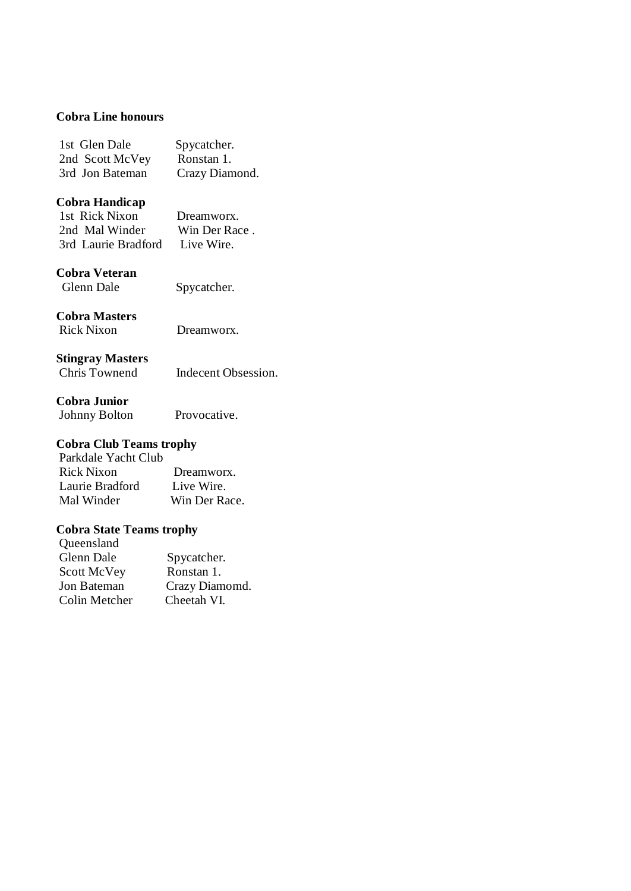**Cobra Line honours**

1st Glen Dale Spycatcher.
2nd Scott McVey Ronstan 1.
3rd Jon Bateman Crazy Diamond.

**Cobra Handicap**
1st Rick Nixon Dreamworx.
2nd Mal Winder Win Der Race .
3rd Laurie Bradford Live Wire.

**Cobra Veteran**
Glenn Dale Spycatcher.

**Cobra Masters**
Rick Nixon Dreamworx.

**Stingray Masters**
Chris Townend Indecent Obsession.

**Cobra Junior**
Johnny Bolton Provocative.

**Cobra Club Teams trophy**
Parkdale Yacht Club
Rick Nixon Dreamworx.
Laurie Bradford Live Wire.
Mal Winder Win Der Race.

**Cobra State Teams trophy**
Queensland
Glenn Dale Spycatcher.
Scott McVey Ronstan 1.
Jon Bateman Crazy Diamomd.
Colin Metcher Cheetah VI.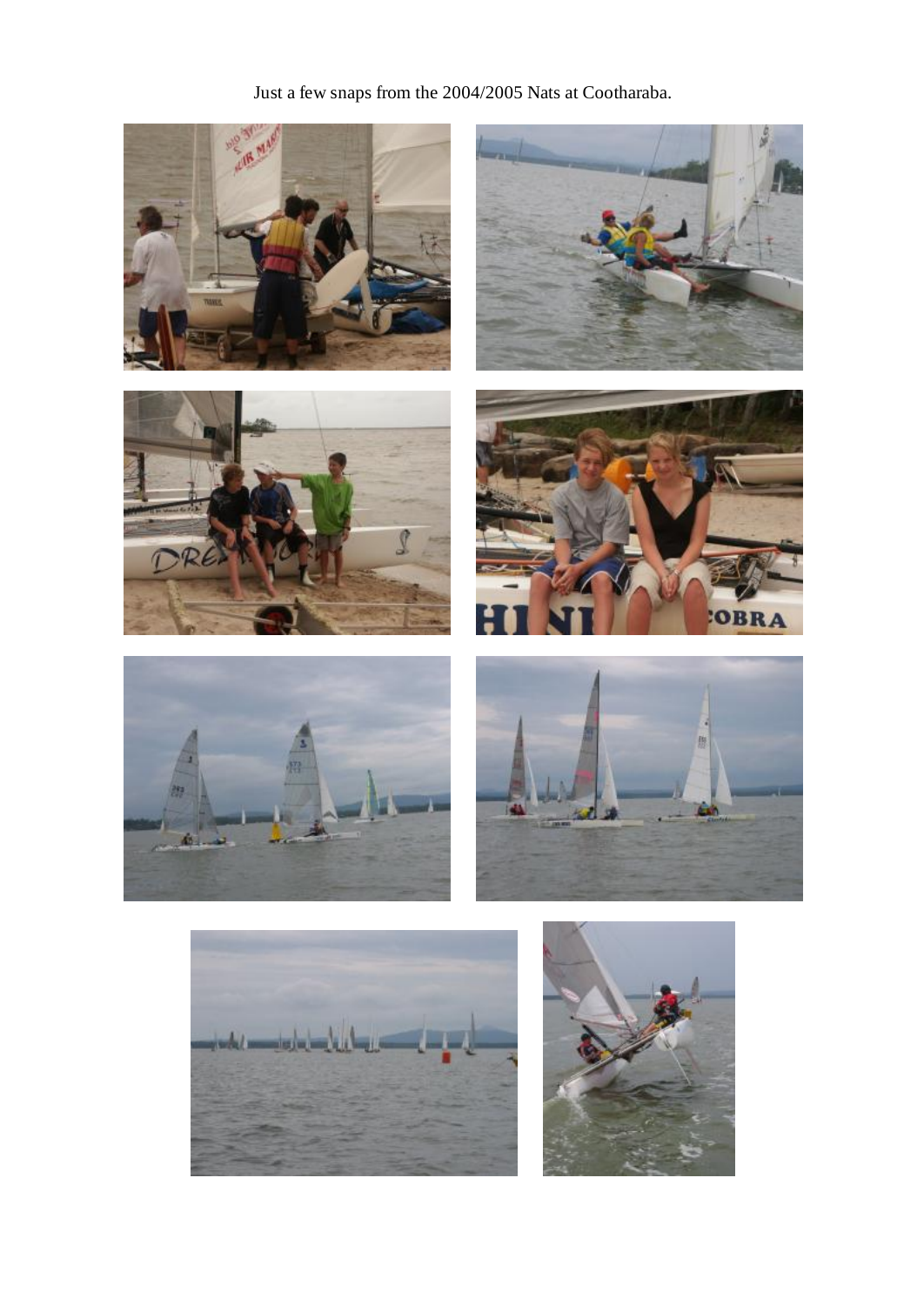Just a few snaps from the 2004/2005 Nats at Cootharaba.